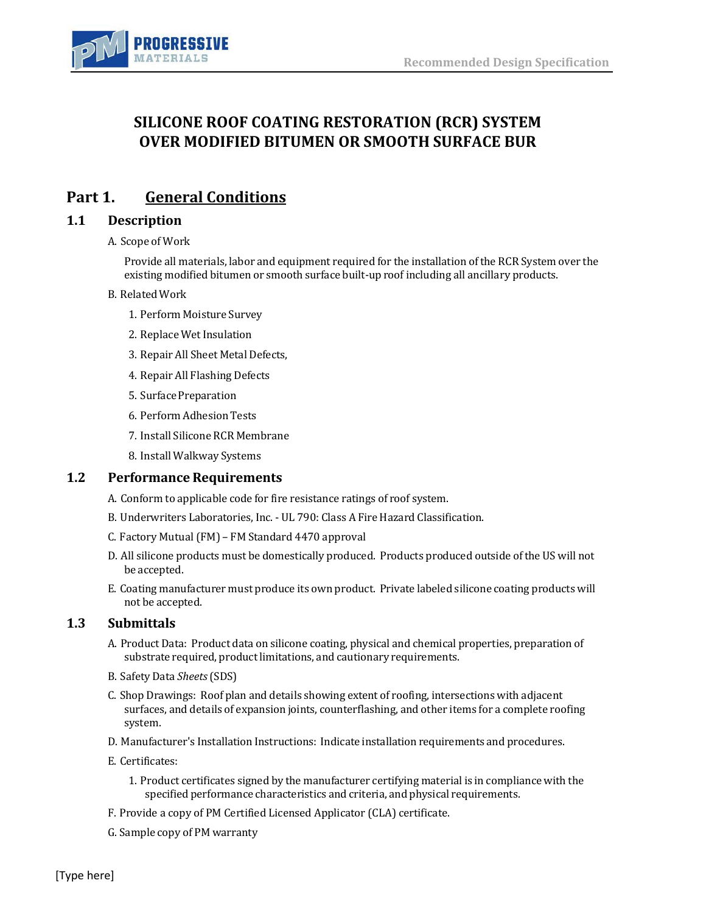# SILICONE ROOF COATING RESTORATION (RCR) SYSTEM OVER MODIFIED BITUMEN OR SMOOTH SURFACE BUR

## Part 1. General Conditions

### 1.1 Description

A. Scope of Work

Provide all materials, labor and equipment required for the installation of the RCR System over the existing modified bitumen or smooth surface built-up roof including all ancillary products.

B. Related Work

1. Perform Moisture Survey
2. Replace Wet Insulation
3. Repair All Sheet Metal Defects,
4. Repair All Flashing Defects
5. Surface Preparation
6. Perform Adhesion Tests
7. Install Silicone RCR Membrane
8. Install Walkway Systems

### 1.2 Performance Requirements

A. Conform to applicable code for fire resistance ratings of roof system.

B. Underwriters Laboratories, Inc. - UL 790: Class A Fire Hazard Classification.

C. Factory Mutual (FM) – FM Standard 4470 approval

D. All silicone products must be domestically produced. Products produced outside of the US will not be accepted.

E. Coating manufacturer must produce its own product. Private labeled silicone coating products will not be accepted.

### 1.3 Submittals

A. Product Data: Product data on silicone coating, physical and chemical properties, preparation of substrate required, product limitations, and cautionary requirements.

B. Safety Data *Sheets* (SDS)

C. Shop Drawings: Roof plan and details showing extent of roofing, intersections with adjacent surfaces, and details of expansion joints, counterflashing, and other items for a complete roofing system.

D. Manufacturer's Installation Instructions: Indicate installation requirements and procedures.

E. Certificates:

1. Product certificates signed by the manufacturer certifying material is in compliance with the specified performance characteristics and criteria, and physical requirements.

F. Provide a copy of PM Certified Licensed Applicator (CLA) certificate.

G. Sample copy of PM warranty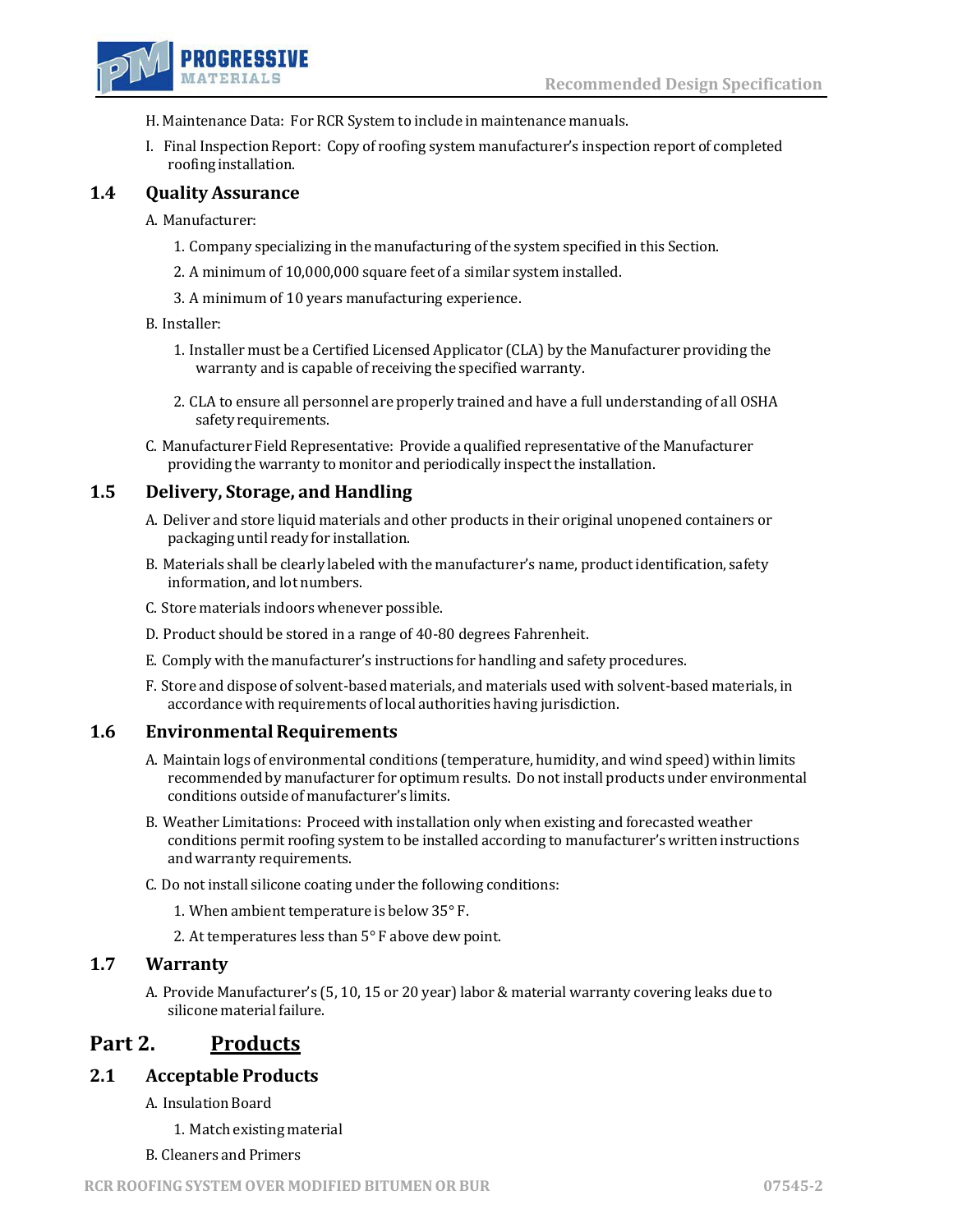H. Maintenance Data: For RCR System to include in maintenance manuals.

I. Final Inspection Report: Copy of roofing system manufacturer's inspection report of completed roofing installation.

## 1.4 Quality Assurance

A. Manufacturer:

1. Company specializing in the manufacturing of the system specified in this Section.
2. A minimum of 10,000,000 square feet of a similar system installed.
3. A minimum of 10 years manufacturing experience.

B. Installer:

1. Installer must be a Certified Licensed Applicator (CLA) by the Manufacturer providing the warranty and is capable of receiving the specified warranty.
2. CLA to ensure all personnel are properly trained and have a full understanding of all OSHA safety requirements.

C. Manufacturer Field Representative: Provide a qualified representative of the Manufacturer providing the warranty to monitor and periodically inspect the installation.

## 1.5 Delivery, Storage, and Handling

A. Deliver and store liquid materials and other products in their original unopened containers or packaging until ready for installation.

B. Materials shall be clearly labeled with the manufacturer's name, product identification, safety information, and lot numbers.

C. Store materials indoors whenever possible.

D. Product should be stored in a range of 40-80 degrees Fahrenheit.

E. Comply with the manufacturer's instructions for handling and safety procedures.

F. Store and dispose of solvent-based materials, and materials used with solvent-based materials, in accordance with requirements of local authorities having jurisdiction.

## 1.6 Environmental Requirements

A. Maintain logs of environmental conditions (temperature, humidity, and wind speed) within limits recommended by manufacturer for optimum results. Do not install products under environmental conditions outside of manufacturer's limits.

B. Weather Limitations: Proceed with installation only when existing and forecasted weather conditions permit roofing system to be installed according to manufacturer's written instructions and warranty requirements.

C. Do not install silicone coating under the following conditions:

1. When ambient temperature is below 35° F.
2. At temperatures less than 5° F above dew point.

## 1.7 Warranty

A. Provide Manufacturer's (5, 10, 15 or 20 year) labor & material warranty covering leaks due to silicone material failure.

# Part 2. <u>Products</u>

## 2.1 Acceptable Products

A. Insulation Board

1. Match existing material

B. Cleaners and Primers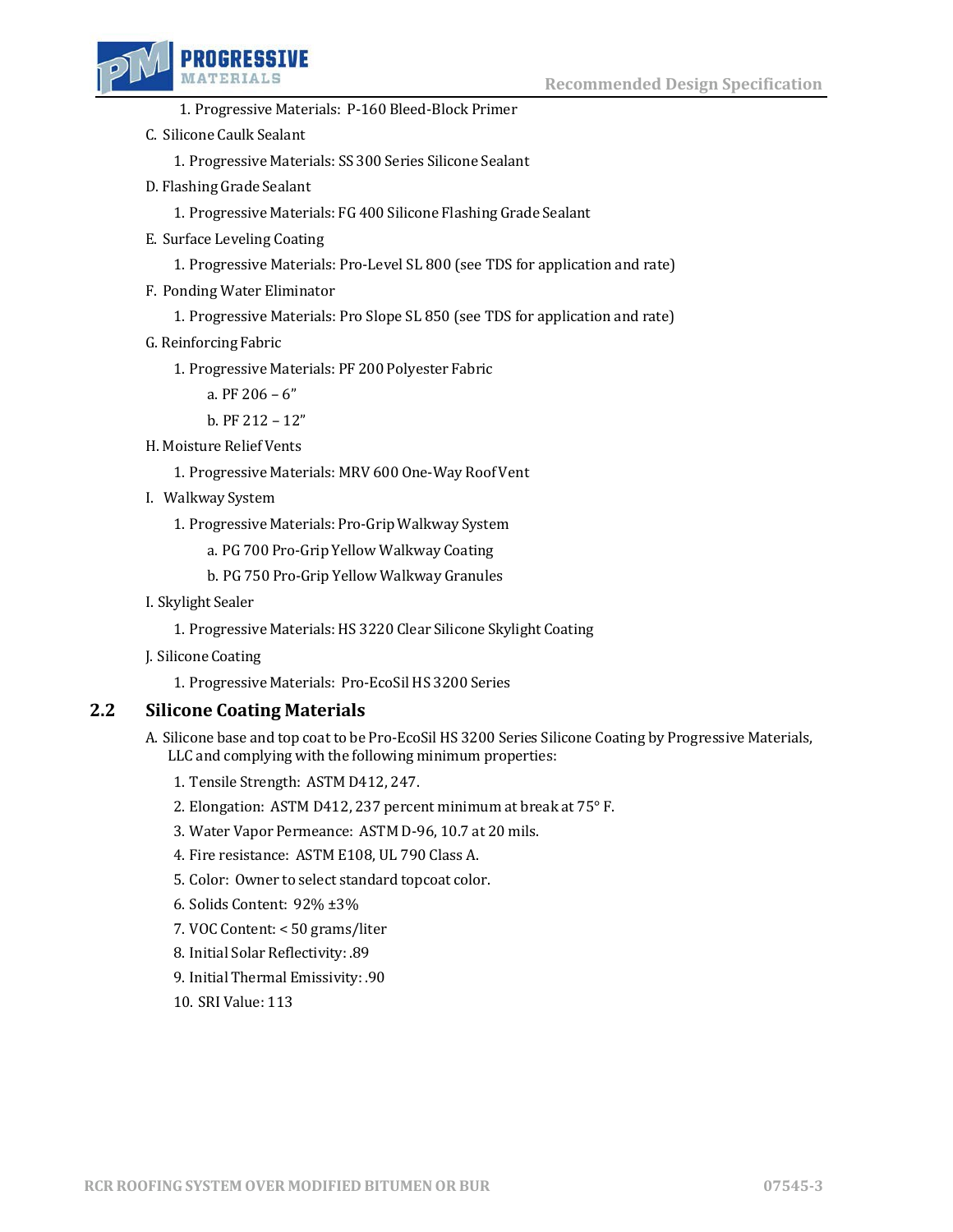1. Progressive Materials: P-160 Bleed-Block Primer

C. Silicone Caulk Sealant

1. Progressive Materials: SS 300 Series Silicone Sealant

D. Flashing Grade Sealant

1. Progressive Materials: FG 400 Silicone Flashing Grade Sealant

E. Surface Leveling Coating

1. Progressive Materials: Pro-Level SL 800 (see TDS for application and rate)

F. Ponding Water Eliminator

1. Progressive Materials: Pro Slope SL 850 (see TDS for application and rate)

G. Reinforcing Fabric

1. Progressive Materials: PF 200 Polyester Fabric
   a. PF 206 – 6"
   b. PF 212 – 12"

H. Moisture Relief Vents

1. Progressive Materials: MRV 600 One-Way Roof Vent

I. Walkway System

1. Progressive Materials: Pro-Grip Walkway System
   a. PG 700 Pro-Grip Yellow Walkway Coating
   b. PG 750 Pro-Grip Yellow Walkway Granules

I. Skylight Sealer

1. Progressive Materials: HS 3220 Clear Silicone Skylight Coating

J. Silicone Coating

1. Progressive Materials: Pro-EcoSil HS 3200 Series

## 2.2 Silicone Coating Materials

A. Silicone base and top coat to be Pro-EcoSil HS 3200 Series Silicone Coating by Progressive Materials, LLC and complying with the following minimum properties:

1. Tensile Strength: ASTM D412, 247.
2. Elongation: ASTM D412, 237 percent minimum at break at 75° F.
3. Water Vapor Permeance: ASTM D-96, 10.7 at 20 mils.
4. Fire resistance: ASTM E108, UL 790 Class A.
5. Color: Owner to select standard topcoat color.
6. Solids Content: 92% ±3%
7. VOC Content: < 50 grams/liter
8. Initial Solar Reflectivity: .89
9. Initial Thermal Emissivity: .90
10. SRI Value: 113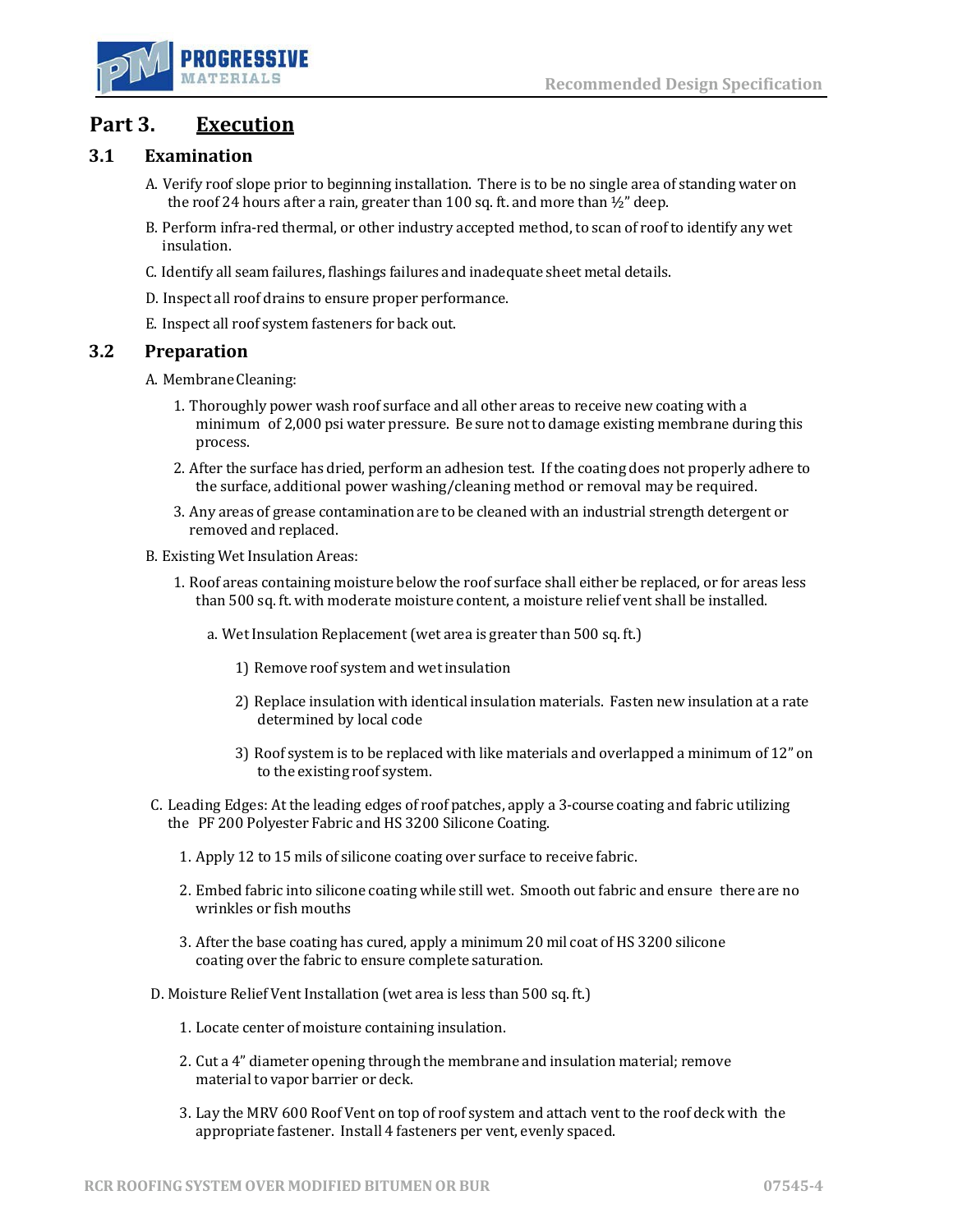# Part 3. Execution

## 3.1 Examination

A. Verify roof slope prior to beginning installation. There is to be no single area of standing water on the roof 24 hours after a rain, greater than 100 sq. ft. and more than ½" deep.

B. Perform infra-red thermal, or other industry accepted method, to scan of roof to identify any wet insulation.

C. Identify all seam failures, flashings failures and inadequate sheet metal details.

D. Inspect all roof drains to ensure proper performance.

E. Inspect all roof system fasteners for back out.

## 3.2 Preparation

A. Membrane Cleaning:

1. Thoroughly power wash roof surface and all other areas to receive new coating with a minimum of 2,000 psi water pressure. Be sure not to damage existing membrane during this process.
2. After the surface has dried, perform an adhesion test. If the coating does not properly adhere to the surface, additional power washing/cleaning method or removal may be required.
3. Any areas of grease contamination are to be cleaned with an industrial strength detergent or removed and replaced.

B. Existing Wet Insulation Areas:

1. Roof areas containing moisture below the roof surface shall either be replaced, or for areas less than 500 sq. ft. with moderate moisture content, a moisture relief vent shall be installed.
   a. Wet Insulation Replacement (wet area is greater than 500 sq. ft.)
      1) Remove roof system and wet insulation
      2) Replace insulation with identical insulation materials. Fasten new insulation at a rate determined by local code
      3) Roof system is to be replaced with like materials and overlapped a minimum of 12" on to the existing roof system.

C. Leading Edges: At the leading edges of roof patches, apply a 3-course coating and fabric utilizing the PF 200 Polyester Fabric and HS 3200 Silicone Coating.

1. Apply 12 to 15 mils of silicone coating over surface to receive fabric.
2. Embed fabric into silicone coating while still wet. Smooth out fabric and ensure there are no wrinkles or fish mouths
3. After the base coating has cured, apply a minimum 20 mil coat of HS 3200 silicone coating over the fabric to ensure complete saturation.

D. Moisture Relief Vent Installation (wet area is less than 500 sq. ft.)

1. Locate center of moisture containing insulation.
2. Cut a 4" diameter opening through the membrane and insulation material; remove material to vapor barrier or deck.
3. Lay the MRV 600 Roof Vent on top of roof system and attach vent to the roof deck with the appropriate fastener. Install 4 fasteners per vent, evenly spaced.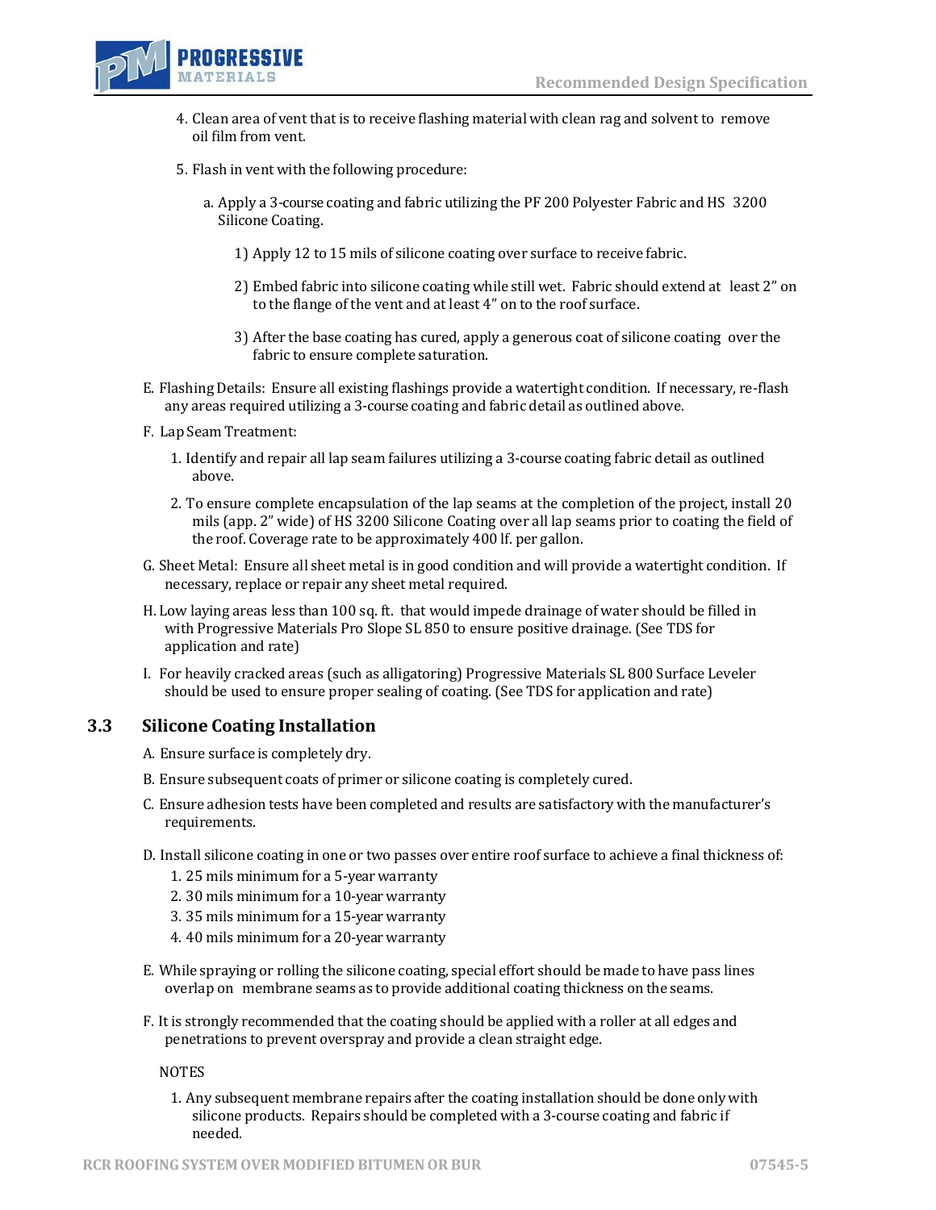4. Clean area of vent that is to receive flashing material with clean rag and solvent to remove oil film from vent.

5. Flash in vent with the following procedure:

   a. Apply a 3-course coating and fabric utilizing the PF 200 Polyester Fabric and HS 3200 Silicone Coating.

      1) Apply 12 to 15 mils of silicone coating over surface to receive fabric.

      2) Embed fabric into silicone coating while still wet. Fabric should extend at least 2" on to the flange of the vent and at least 4" on to the roof surface.

      3) After the base coating has cured, apply a generous coat of silicone coating over the fabric to ensure complete saturation.

E. Flashing Details: Ensure all existing flashings provide a watertight condition. If necessary, re-flash any areas required utilizing a 3-course coating and fabric detail as outlined above.

F. Lap Seam Treatment:

   1. Identify and repair all lap seam failures utilizing a 3-course coating fabric detail as outlined above.

   2. To ensure complete encapsulation of the lap seams at the completion of the project, install 20 mils (app. 2" wide) of HS 3200 Silicone Coating over all lap seams prior to coating the field of the roof. Coverage rate to be approximately 400 lf. per gallon.

G. Sheet Metal: Ensure all sheet metal is in good condition and will provide a watertight condition. If necessary, replace or repair any sheet metal required.

H. Low laying areas less than 100 sq. ft. that would impede drainage of water should be filled in with Progressive Materials Pro Slope SL 850 to ensure positive drainage. (See TDS for application and rate)

I. For heavily cracked areas (such as alligatoring) Progressive Materials SL 800 Surface Leveler should be used to ensure proper sealing of coating. (See TDS for application and rate)

## 3.3 Silicone Coating Installation

A. Ensure surface is completely dry.

B. Ensure subsequent coats of primer or silicone coating is completely cured.

C. Ensure adhesion tests have been completed and results are satisfactory with the manufacturer's requirements.

D. Install silicone coating in one or two passes over entire roof surface to achieve a final thickness of:

   1. 25 mils minimum for a 5-year warranty
   2. 30 mils minimum for a 10-year warranty
   3. 35 mils minimum for a 15-year warranty
   4. 40 mils minimum for a 20-year warranty

E. While spraying or rolling the silicone coating, special effort should be made to have pass lines overlap on membrane seams as to provide additional coating thickness on the seams.

F. It is strongly recommended that the coating should be applied with a roller at all edges and penetrations to prevent overspray and provide a clean straight edge.

NOTES

1. Any subsequent membrane repairs after the coating installation should be done only with silicone products. Repairs should be completed with a 3-course coating and fabric if needed.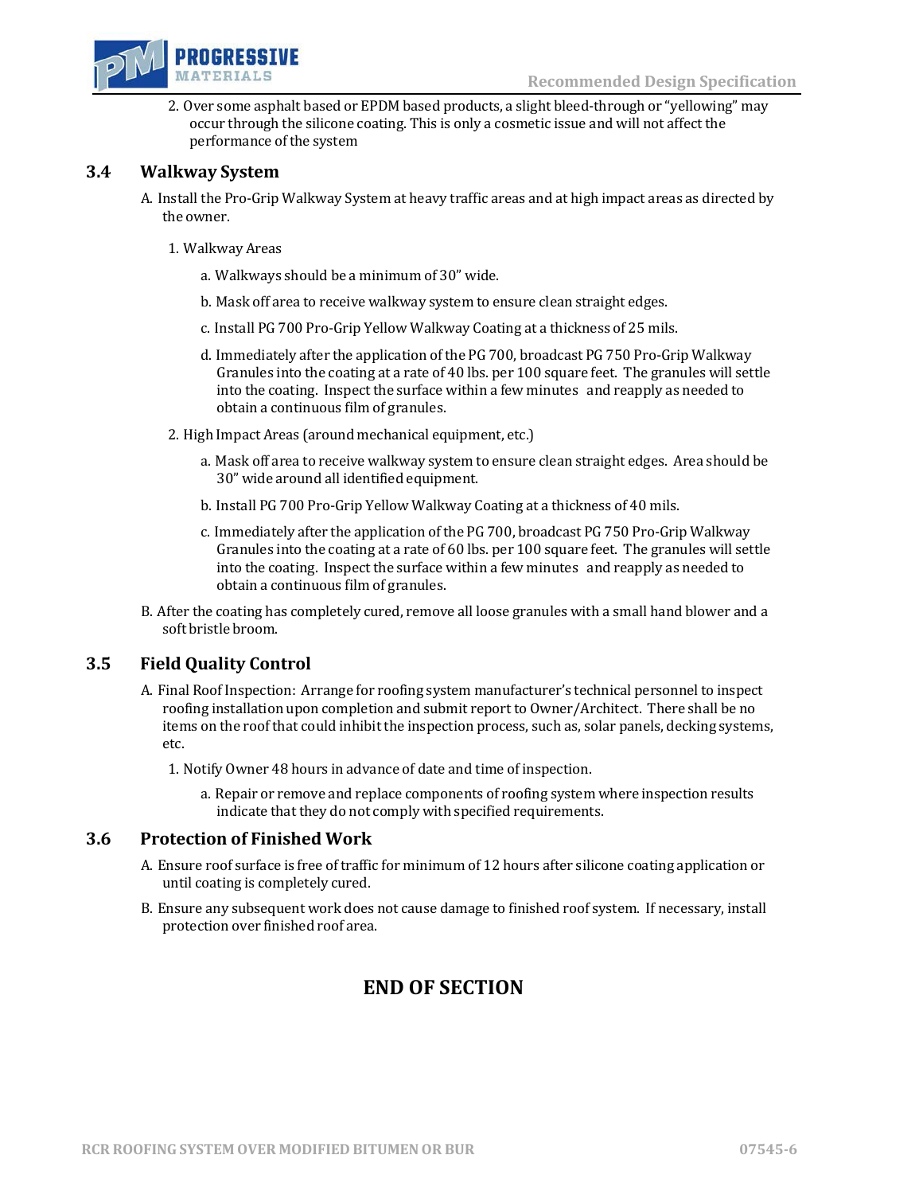2. Over some asphalt based or EPDM based products, a slight bleed-through or "yellowing" may occur through the silicone coating. This is only a cosmetic issue and will not affect the performance of the system

## 3.4 Walkway System

A. Install the Pro-Grip Walkway System at heavy traffic areas and at high impact areas as directed by the owner.

1. Walkway Areas

    a. Walkways should be a minimum of 30" wide.

    b. Mask off area to receive walkway system to ensure clean straight edges.

    c. Install PG 700 Pro-Grip Yellow Walkway Coating at a thickness of 25 mils.

    d. Immediately after the application of the PG 700, broadcast PG 750 Pro-Grip Walkway Granules into the coating at a rate of 40 lbs. per 100 square feet. The granules will settle into the coating. Inspect the surface within a few minutes and reapply as needed to obtain a continuous film of granules.

2. High Impact Areas (around mechanical equipment, etc.)

    a. Mask off area to receive walkway system to ensure clean straight edges. Area should be 30" wide around all identified equipment.

    b. Install PG 700 Pro-Grip Yellow Walkway Coating at a thickness of 40 mils.

    c. Immediately after the application of the PG 700, broadcast PG 750 Pro-Grip Walkway Granules into the coating at a rate of 60 lbs. per 100 square feet. The granules will settle into the coating. Inspect the surface within a few minutes and reapply as needed to obtain a continuous film of granules.

B. After the coating has completely cured, remove all loose granules with a small hand blower and a soft bristle broom.

## 3.5 Field Quality Control

A. Final Roof Inspection: Arrange for roofing system manufacturer's technical personnel to inspect roofing installation upon completion and submit report to Owner/Architect. There shall be no items on the roof that could inhibit the inspection process, such as, solar panels, decking systems, etc.

1. Notify Owner 48 hours in advance of date and time of inspection.

    a. Repair or remove and replace components of roofing system where inspection results indicate that they do not comply with specified requirements.

## 3.6 Protection of Finished Work

A. Ensure roof surface is free of traffic for minimum of 12 hours after silicone coating application or until coating is completely cured.

B. Ensure any subsequent work does not cause damage to finished roof system. If necessary, install protection over finished roof area.

# END OF SECTION